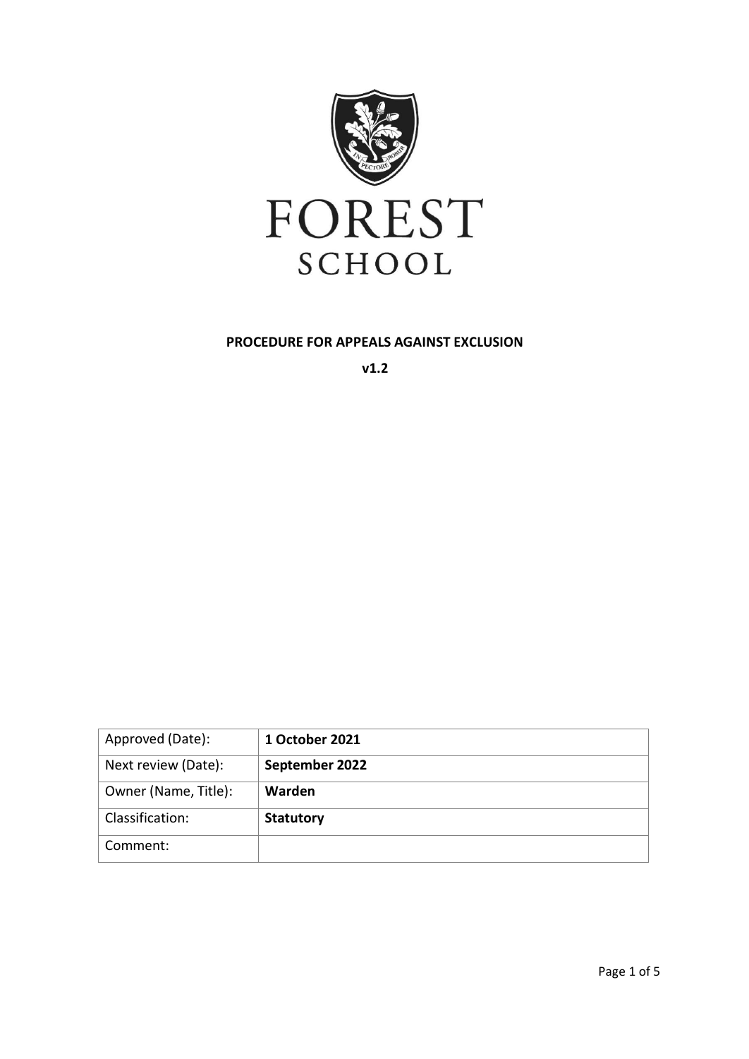FOREST

SCHOOL

**PROCEDURE FOR APPEALS AGAINST EXCLUSION**

**v1.2**

| Approved (Date): | **1 October 2021** |
|---|---|
| Next review (Date): | **September 2022** |
| Owner (Name, Title): | **Warden** |
| Classification: | **Statutory** |
| Comment: | |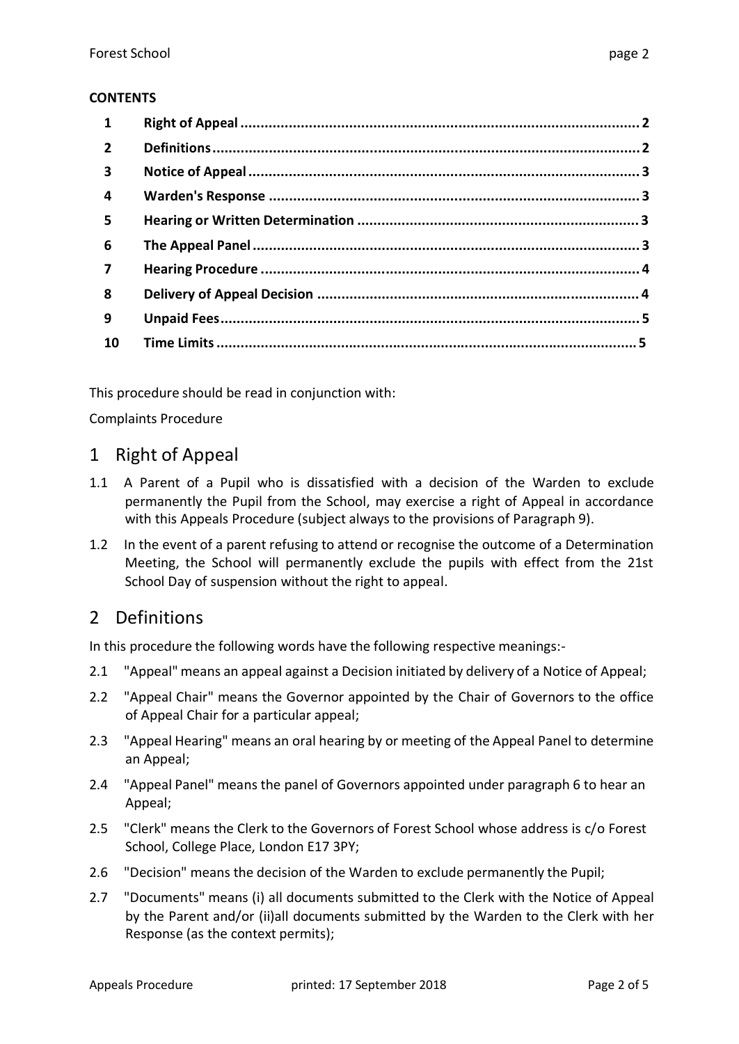**CONTENTS**

| | | |
|---|---|---|
| 1 | Right of Appeal | 2 |
| 2 | Definitions | 2 |
| 3 | Notice of Appeal | 3 |
| 4 | Warden's Response | 3 |
| 5 | Hearing or Written Determination | 3 |
| 6 | The Appeal Panel | 3 |
| 7 | Hearing Procedure | 4 |
| 8 | Delivery of Appeal Decision | 4 |
| 9 | Unpaid Fees | 5 |
| 10 | Time Limits | 5 |

This procedure should be read in conjunction with:

Complaints Procedure

# 1 Right of Appeal

1.1 A Parent of a Pupil who is dissatisfied with a decision of the Warden to exclude permanently the Pupil from the School, may exercise a right of Appeal in accordance with this Appeals Procedure (subject always to the provisions of Paragraph 9).

1.2 In the event of a parent refusing to attend or recognise the outcome of a Determination Meeting, the School will permanently exclude the pupils with effect from the 21st School Day of suspension without the right to appeal.

# 2 Definitions

In this procedure the following words have the following respective meanings:-

2.1 "Appeal" means an appeal against a Decision initiated by delivery of a Notice of Appeal;

2.2 "Appeal Chair" means the Governor appointed by the Chair of Governors to the office of Appeal Chair for a particular appeal;

2.3 "Appeal Hearing" means an oral hearing by or meeting of the Appeal Panel to determine an Appeal;

2.4 "Appeal Panel" means the panel of Governors appointed under paragraph 6 to hear an Appeal;

2.5 "Clerk" means the Clerk to the Governors of Forest School whose address is c/o Forest School, College Place, London E17 3PY;

2.6 "Decision" means the decision of the Warden to exclude permanently the Pupil;

2.7 "Documents" means (i) all documents submitted to the Clerk with the Notice of Appeal by the Parent and/or (ii)all documents submitted by the Warden to the Clerk with her Response (as the context permits);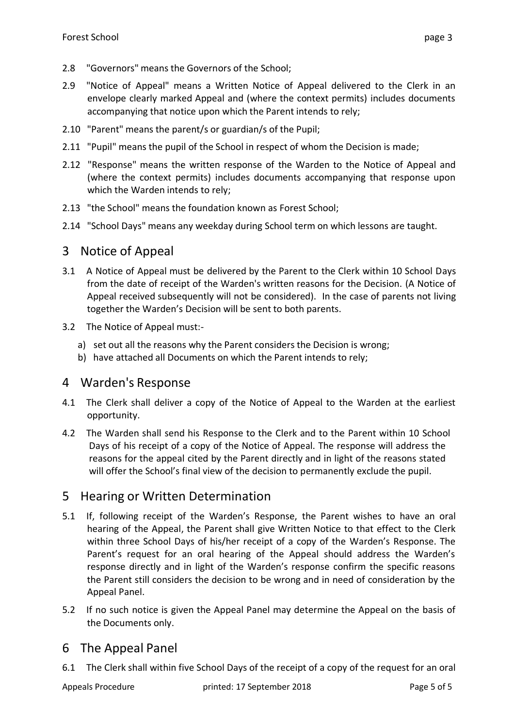2.8 "Governors" means the Governors of the School;

2.9 "Notice of Appeal" means a Written Notice of Appeal delivered to the Clerk in an envelope clearly marked Appeal and (where the context permits) includes documents accompanying that notice upon which the Parent intends to rely;

2.10 "Parent" means the parent/s or guardian/s of the Pupil;

2.11 "Pupil" means the pupil of the School in respect of whom the Decision is made;

2.12 "Response" means the written response of the Warden to the Notice of Appeal and (where the context permits) includes documents accompanying that response upon which the Warden intends to rely;

2.13 "the School" means the foundation known as Forest School;

2.14 "School Days" means any weekday during School term on which lessons are taught.

## 3 Notice of Appeal

3.1 A Notice of Appeal must be delivered by the Parent to the Clerk within 10 School Days from the date of receipt of the Warden's written reasons for the Decision. (A Notice of Appeal received subsequently will not be considered). In the case of parents not living together the Warden's Decision will be sent to both parents.

3.2 The Notice of Appeal must:-

a) set out all the reasons why the Parent considers the Decision is wrong;
b) have attached all Documents on which the Parent intends to rely;

## 4 Warden's Response

4.1 The Clerk shall deliver a copy of the Notice of Appeal to the Warden at the earliest opportunity.

4.2 The Warden shall send his Response to the Clerk and to the Parent within 10 School Days of his receipt of a copy of the Notice of Appeal. The response will address the reasons for the appeal cited by the Parent directly and in light of the reasons stated will offer the School's final view of the decision to permanently exclude the pupil.

## 5 Hearing or Written Determination

5.1 If, following receipt of the Warden's Response, the Parent wishes to have an oral hearing of the Appeal, the Parent shall give Written Notice to that effect to the Clerk within three School Days of his/her receipt of a copy of the Warden's Response. The Parent's request for an oral hearing of the Appeal should address the Warden's response directly and in light of the Warden's response confirm the specific reasons the Parent still considers the decision to be wrong and in need of consideration by the Appeal Panel.

5.2 If no such notice is given the Appeal Panel may determine the Appeal on the basis of the Documents only.

## 6 The Appeal Panel

6.1 The Clerk shall within five School Days of the receipt of a copy of the request for an oral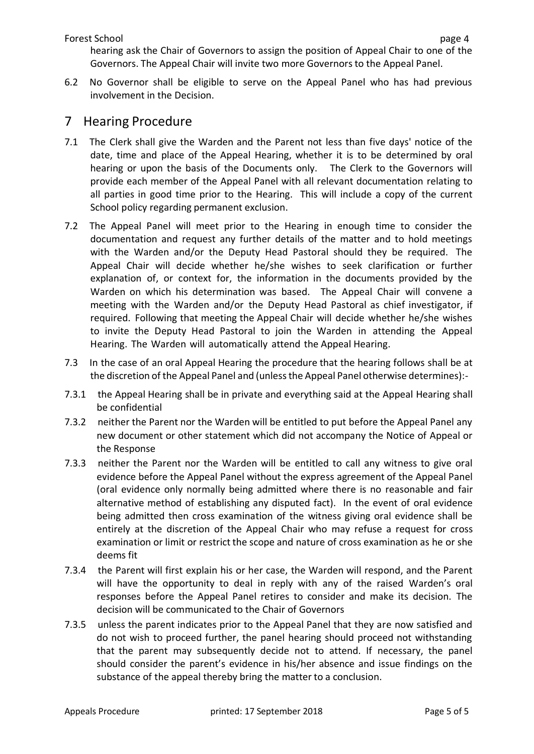hearing ask the Chair of Governors to assign the position of Appeal Chair to one of the Governors. The Appeal Chair will invite two more Governors to the Appeal Panel.

6.2 No Governor shall be eligible to serve on the Appeal Panel who has had previous involvement in the Decision.

# 7 Hearing Procedure

7.1 The Clerk shall give the Warden and the Parent not less than five days' notice of the date, time and place of the Appeal Hearing, whether it is to be determined by oral hearing or upon the basis of the Documents only. The Clerk to the Governors will provide each member of the Appeal Panel with all relevant documentation relating to all parties in good time prior to the Hearing. This will include a copy of the current School policy regarding permanent exclusion.

7.2 The Appeal Panel will meet prior to the Hearing in enough time to consider the documentation and request any further details of the matter and to hold meetings with the Warden and/or the Deputy Head Pastoral should they be required. The Appeal Chair will decide whether he/she wishes to seek clarification or further explanation of, or context for, the information in the documents provided by the Warden on which his determination was based. The Appeal Chair will convene a meeting with the Warden and/or the Deputy Head Pastoral as chief investigator, if required. Following that meeting the Appeal Chair will decide whether he/she wishes to invite the Deputy Head Pastoral to join the Warden in attending the Appeal Hearing. The Warden will automatically attend the Appeal Hearing.

7.3 In the case of an oral Appeal Hearing the procedure that the hearing follows shall be at the discretion of the Appeal Panel and (unless the Appeal Panel otherwise determines):-

7.3.1 the Appeal Hearing shall be in private and everything said at the Appeal Hearing shall be confidential

7.3.2 neither the Parent nor the Warden will be entitled to put before the Appeal Panel any new document or other statement which did not accompany the Notice of Appeal or the Response

7.3.3 neither the Parent nor the Warden will be entitled to call any witness to give oral evidence before the Appeal Panel without the express agreement of the Appeal Panel (oral evidence only normally being admitted where there is no reasonable and fair alternative method of establishing any disputed fact). In the event of oral evidence being admitted then cross examination of the witness giving oral evidence shall be entirely at the discretion of the Appeal Chair who may refuse a request for cross examination or limit or restrict the scope and nature of cross examination as he or she deems fit

7.3.4 the Parent will first explain his or her case, the Warden will respond, and the Parent will have the opportunity to deal in reply with any of the raised Warden's oral responses before the Appeal Panel retires to consider and make its decision. The decision will be communicated to the Chair of Governors

7.3.5 unless the parent indicates prior to the Appeal Panel that they are now satisfied and do not wish to proceed further, the panel hearing should proceed not withstanding that the parent may subsequently decide not to attend. If necessary, the panel should consider the parent's evidence in his/her absence and issue findings on the substance of the appeal thereby bring the matter to a conclusion.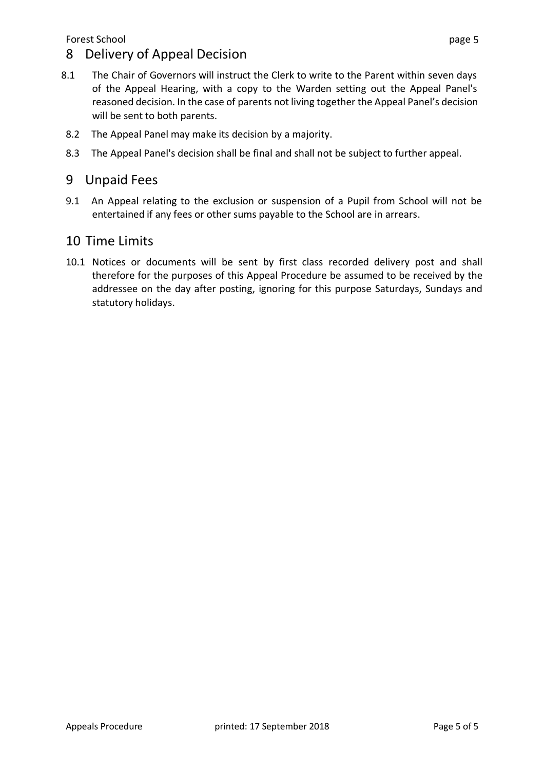## 8 Delivery of Appeal Decision

8.1 The Chair of Governors will instruct the Clerk to write to the Parent within seven days of the Appeal Hearing, with a copy to the Warden setting out the Appeal Panel's reasoned decision. In the case of parents not living together the Appeal Panel's decision will be sent to both parents.

8.2 The Appeal Panel may make its decision by a majority.

8.3 The Appeal Panel's decision shall be final and shall not be subject to further appeal.

## 9 Unpaid Fees

9.1 An Appeal relating to the exclusion or suspension of a Pupil from School will not be entertained if any fees or other sums payable to the School are in arrears.

## 10 Time Limits

10.1 Notices or documents will be sent by first class recorded delivery post and shall therefore for the purposes of this Appeal Procedure be assumed to be received by the addressee on the day after posting, ignoring for this purpose Saturdays, Sundays and statutory holidays.